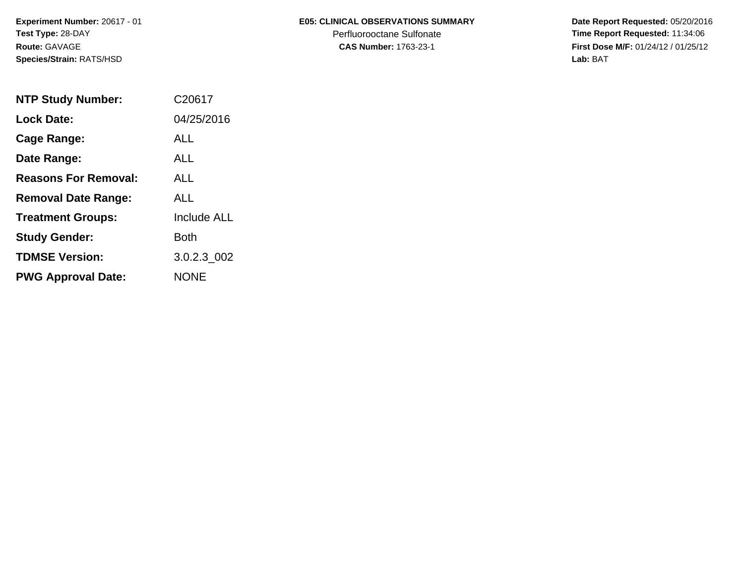**Experiment Number:** 20617 - 01
**Test Type:** 28-DAY
**Route:** GAVAGE
**Species/Strain:** RATS/HSD

**E05: CLINICAL OBSERVATIONS SUMMARY**
Perfluorooctane Sulfonate
**CAS Number:** 1763-23-1

**Date Report Requested:** 05/20/2016
**Time Report Requested:** 11:34:06
**First Dose M/F:** 01/24/12 / 01/25/12
**Lab:** BAT

| | |
|---|---|
| **NTP Study Number:** | C20617 |
| **Lock Date:** | 04/25/2016 |
| **Cage Range:** | ALL |
| **Date Range:** | ALL |
| **Reasons For Removal:** | ALL |
| **Removal Date Range:** | ALL |
| **Treatment Groups:** | Include ALL |
| **Study Gender:** | Both |
| **TDMSE Version:** | 3.0.2.3_002 |
| **PWG Approval Date:** | NONE |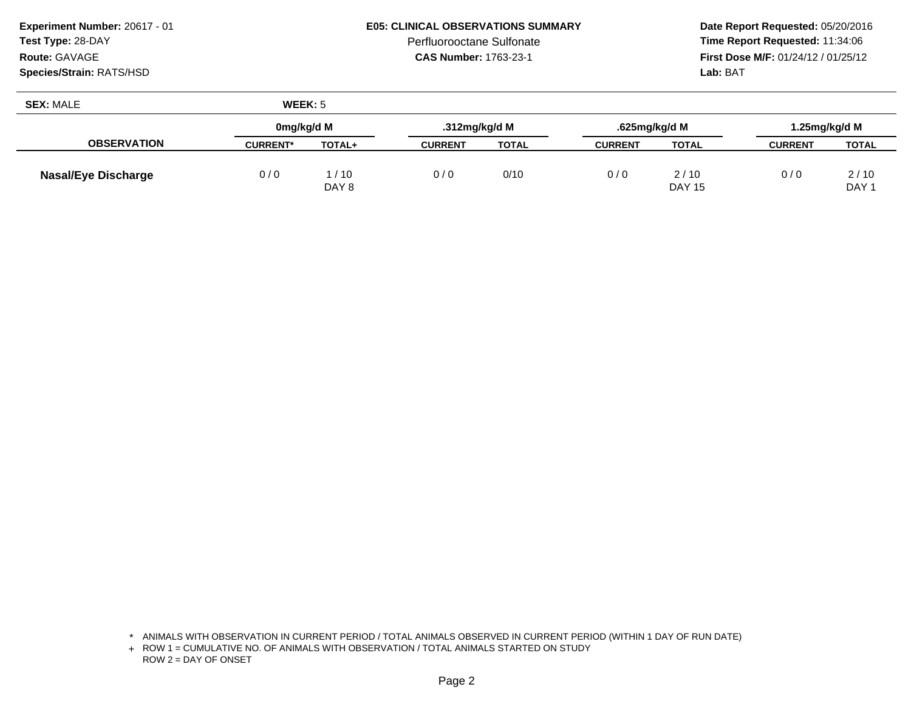**Experiment Number:** 20617 - 01
**Test Type:** 28-DAY
**Route:** GAVAGE
**Species/Strain:** RATS/HSD

**E05: CLINICAL OBSERVATIONS SUMMARY**
Perfluorooctane Sulfonate
**CAS Number:** 1763-23-1

**Date Report Requested:** 05/20/2016
**Time Report Requested:** 11:34:06
**First Dose M/F:** 01/24/12 / 01/25/12
**Lab:** BAT

**SEX:** MALE **WEEK:** 5

| OBSERVATION | 0mg/kg/d M | | .312mg/kg/d M | | .625mg/kg/d M | | 1.25mg/kg/d M | |
|---|---|---|---|---|---|---|---|---|
| | CURRENT* | TOTAL+ | CURRENT | TOTAL | CURRENT | TOTAL | CURRENT | TOTAL |
| Nasal/Eye Discharge | 0 / 0 | 1 / 10<br>DAY 8 | 0 / 0 | 0/10 | 0 / 0 | 2 / 10<br>DAY 15 | 0 / 0 | 2 / 10<br>DAY 1 |

\* ANIMALS WITH OBSERVATION IN CURRENT PERIOD / TOTAL ANIMALS OBSERVED IN CURRENT PERIOD (WITHIN 1 DAY OF RUN DATE)
+ ROW 1 = CUMULATIVE NO. OF ANIMALS WITH OBSERVATION / TOTAL ANIMALS STARTED ON STUDY
ROW 2 = DAY OF ONSET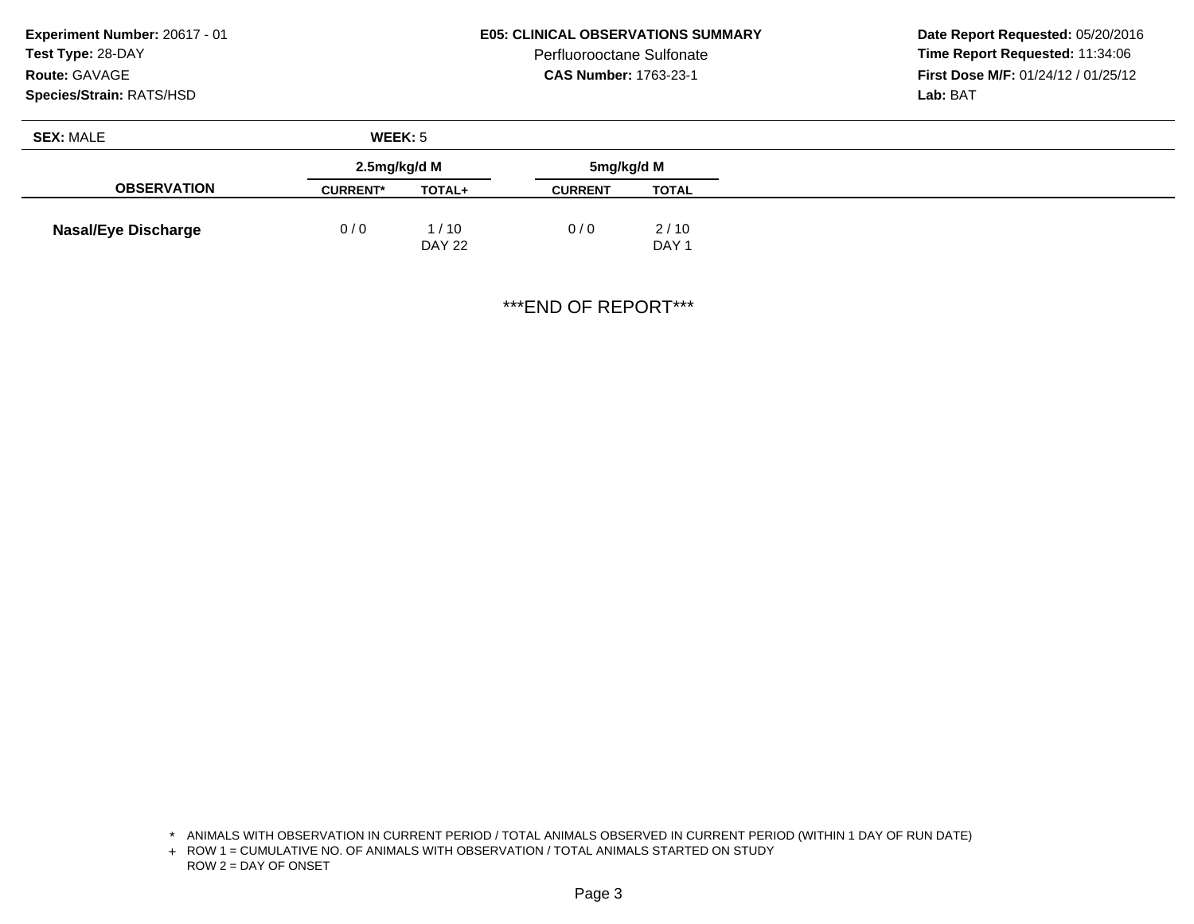**Experiment Number:** 20617 - 01
**Test Type:** 28-DAY
**Route:** GAVAGE
**Species/Strain:** RATS/HSD

**E05: CLINICAL OBSERVATIONS SUMMARY**
Perfluorooctane Sulfonate
**CAS Number:** 1763-23-1

**Date Report Requested:** 05/20/2016
**Time Report Requested:** 11:34:06
**First Dose M/F:** 01/24/12 / 01/25/12
**Lab:** BAT

**SEX:** MALE **WEEK:** 5

| | 2.5mg/kg/d M | | 5mg/kg/d M | |
|---|---|---|---|---|
| **OBSERVATION** | **CURRENT*** | **TOTAL+** | **CURRENT** | **TOTAL** |
| **Nasal/Eye Discharge** | 0 / 0 | 1 / 10<br>DAY 22 | 0 / 0 | 2 / 10<br>DAY 1 |

***END OF REPORT***

\* ANIMALS WITH OBSERVATION IN CURRENT PERIOD / TOTAL ANIMALS OBSERVED IN CURRENT PERIOD (WITHIN 1 DAY OF RUN DATE)
+ ROW 1 = CUMULATIVE NO. OF ANIMALS WITH OBSERVATION / TOTAL ANIMALS STARTED ON STUDY
ROW 2 = DAY OF ONSET